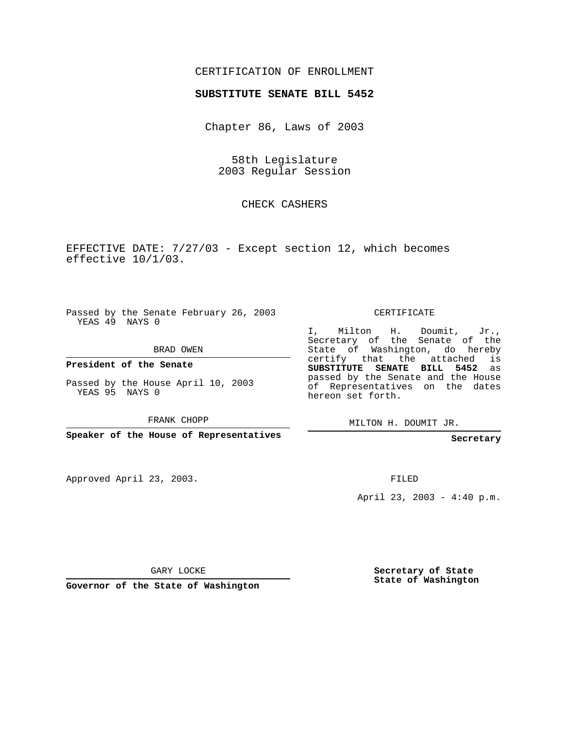CERTIFICATION OF ENROLLMENT

**SUBSTITUTE SENATE BILL 5452**

Chapter 86, Laws of 2003

58th Legislature
2003 Regular Session

CHECK CASHERS

EFFECTIVE DATE: 7/27/03 - Except section 12, which becomes effective 10/1/03.

Passed by the Senate February 26, 2003
YEAS 49 NAYS 0

BRAD OWEN

**President of the Senate**

Passed by the House April 10, 2003
YEAS 95 NAYS 0

FRANK CHOPP

**Speaker of the House of Representatives**

Approved April 23, 2003.

GARY LOCKE

**Governor of the State of Washington**

CERTIFICATE

I, Milton H. Doumit, Jr., Secretary of the Senate of the State of Washington, do hereby certify that the attached is **SUBSTITUTE SENATE BILL 5452** as passed by the Senate and the House of Representatives on the dates hereon set forth.

MILTON H. DOUMIT JR.

**Secretary**

FILED

April 23, 2003 - 4:40 p.m.

**Secretary of State**
**State of Washington**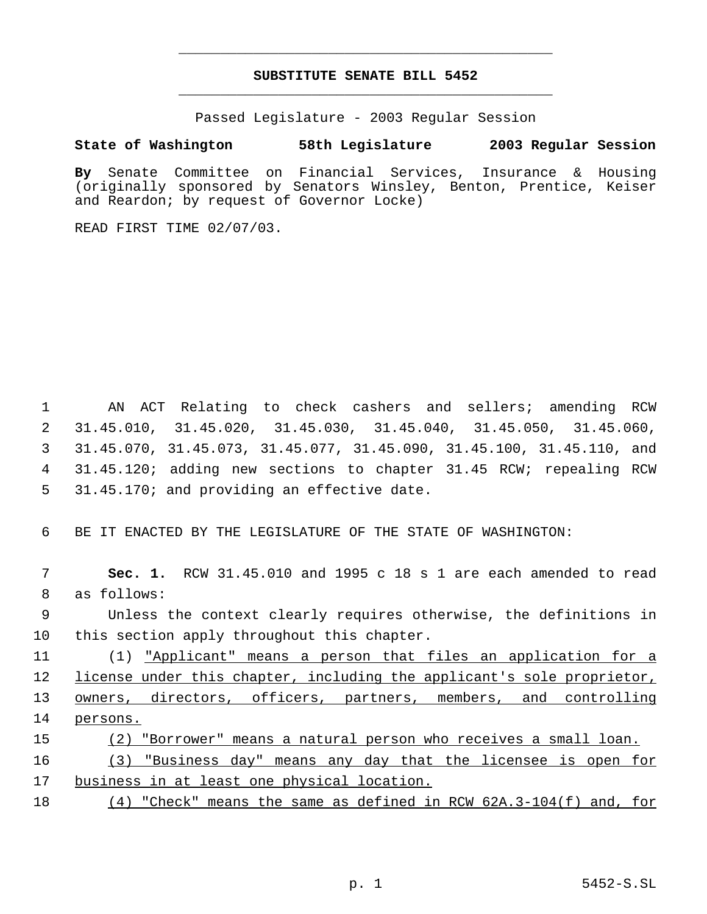# SUBSTITUTE SENATE BILL 5452

Passed Legislature - 2003 Regular Session

**State of Washington 58th Legislature 2003 Regular Session**

**By** Senate Committee on Financial Services, Insurance & Housing (originally sponsored by Senators Winsley, Benton, Prentice, Keiser and Reardon; by request of Governor Locke)

READ FIRST TIME 02/07/03.

AN ACT Relating to check cashers and sellers; amending RCW 31.45.010, 31.45.020, 31.45.030, 31.45.040, 31.45.050, 31.45.060, 31.45.070, 31.45.073, 31.45.077, 31.45.090, 31.45.100, 31.45.110, and 31.45.120; adding new sections to chapter 31.45 RCW; repealing RCW 31.45.170; and providing an effective date.

BE IT ENACTED BY THE LEGISLATURE OF THE STATE OF WASHINGTON:

**Sec. 1.** RCW 31.45.010 and 1995 c 18 s 1 are each amended to read as follows:

Unless the context clearly requires otherwise, the definitions in this section apply throughout this chapter.

(1) "Applicant" means a person that files an application for a license under this chapter, including the applicant's sole proprietor, owners, directors, officers, partners, members, and controlling persons.

(2) "Borrower" means a natural person who receives a small loan.

(3) "Business day" means any day that the licensee is open for business in at least one physical location.

(4) "Check" means the same as defined in RCW 62A.3-104(f) and, for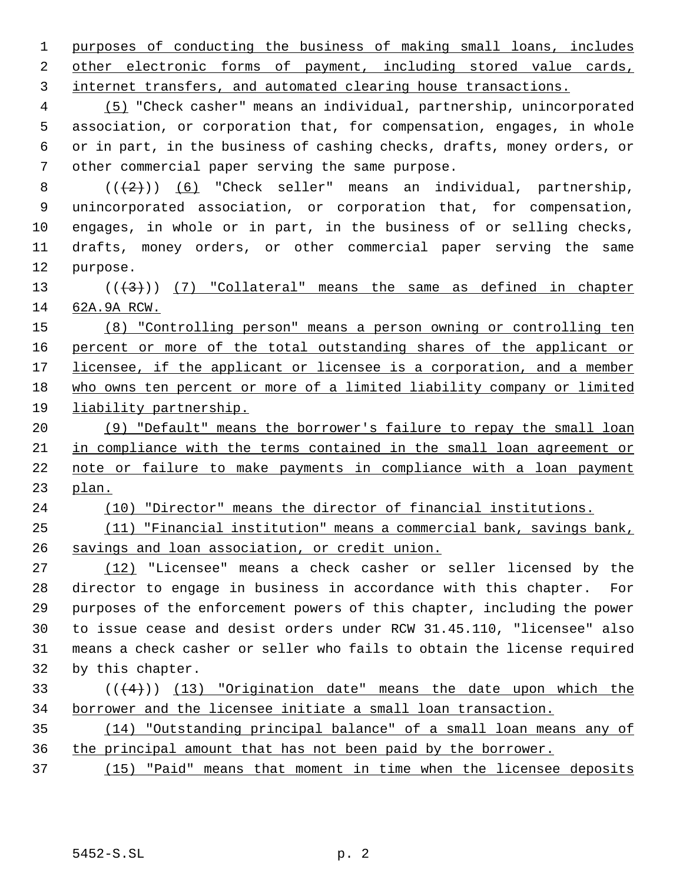purposes of conducting the business of making small loans, includes other electronic forms of payment, including stored value cards, internet transfers, and automated clearing house transactions.

(5) "Check casher" means an individual, partnership, unincorporated association, or corporation that, for compensation, engages, in whole or in part, in the business of cashing checks, drafts, money orders, or other commercial paper serving the same purpose.

(((2))) (6) "Check seller" means an individual, partnership, unincorporated association, or corporation that, for compensation, engages, in whole or in part, in the business of or selling checks, drafts, money orders, or other commercial paper serving the same purpose.

(((3))) (7) "Collateral" means the same as defined in chapter 62A.9A RCW.

(8) "Controlling person" means a person owning or controlling ten percent or more of the total outstanding shares of the applicant or licensee, if the applicant or licensee is a corporation, and a member who owns ten percent or more of a limited liability company or limited liability partnership.

(9) "Default" means the borrower's failure to repay the small loan in compliance with the terms contained in the small loan agreement or note or failure to make payments in compliance with a loan payment plan.

(10) "Director" means the director of financial institutions.

(11) "Financial institution" means a commercial bank, savings bank, savings and loan association, or credit union.

(12) "Licensee" means a check casher or seller licensed by the director to engage in business in accordance with this chapter. For purposes of the enforcement powers of this chapter, including the power to issue cease and desist orders under RCW 31.45.110, "licensee" also means a check casher or seller who fails to obtain the license required by this chapter.

(((4))) (13) "Origination date" means the date upon which the borrower and the licensee initiate a small loan transaction.

(14) "Outstanding principal balance" of a small loan means any of the principal amount that has not been paid by the borrower.

(15) "Paid" means that moment in time when the licensee deposits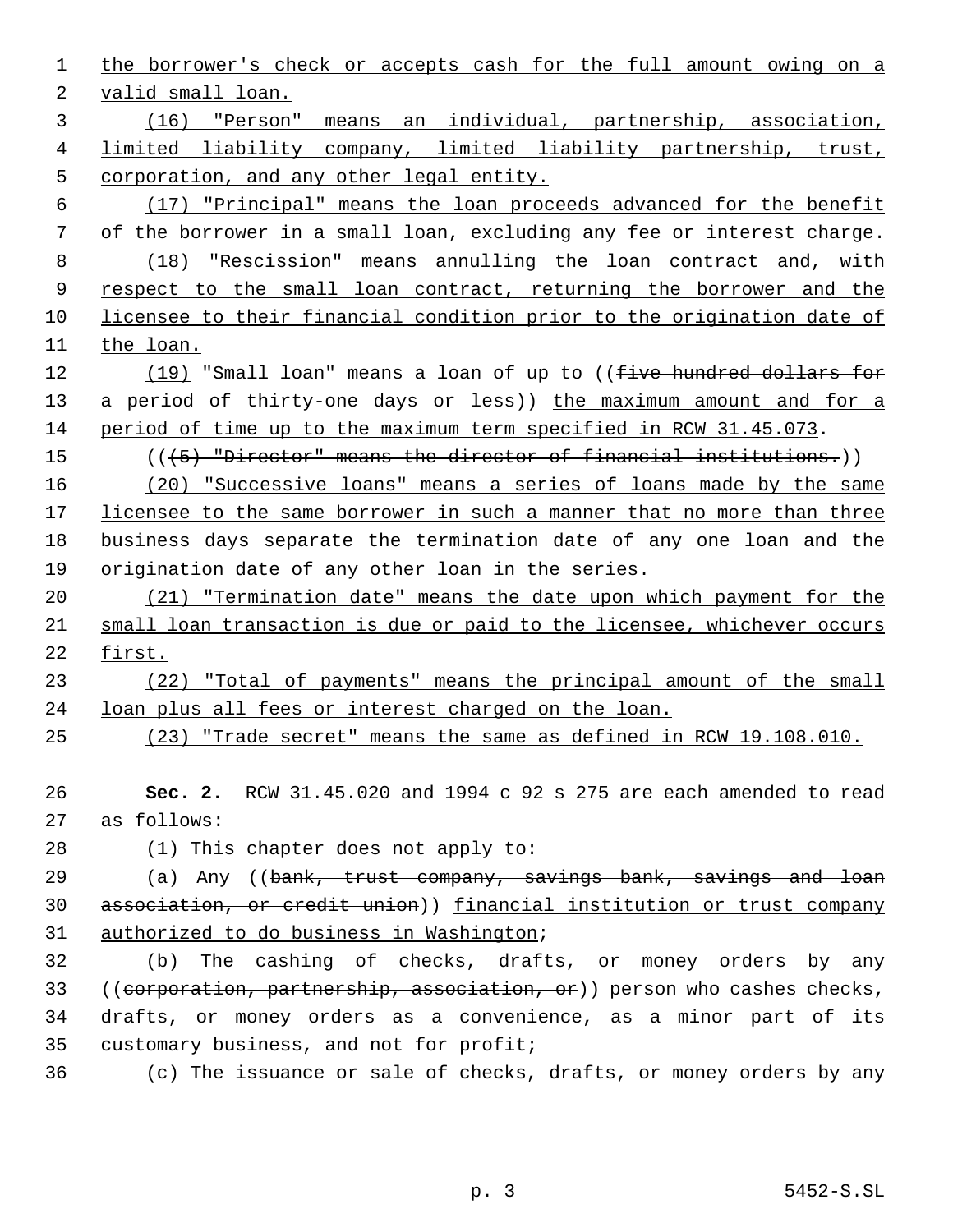the borrower's check or accepts cash for the full amount owing on a valid small loan.

(16) "Person" means an individual, partnership, association, limited liability company, limited liability partnership, trust, corporation, and any other legal entity.

(17) "Principal" means the loan proceeds advanced for the benefit of the borrower in a small loan, excluding any fee or interest charge.

(18) "Rescission" means annulling the loan contract and, with respect to the small loan contract, returning the borrower and the licensee to their financial condition prior to the origination date of the loan.

(19) "Small loan" means a loan of up to ((~~five hundred dollars for a period of thirty-one days or less~~)) the maximum amount and for a period of time up to the maximum term specified in RCW 31.45.073.

((~~(5) "Director" means the director of financial institutions.~~))

(20) "Successive loans" means a series of loans made by the same licensee to the same borrower in such a manner that no more than three business days separate the termination date of any one loan and the origination date of any other loan in the series.

(21) "Termination date" means the date upon which payment for the small loan transaction is due or paid to the licensee, whichever occurs first.

(22) "Total of payments" means the principal amount of the small loan plus all fees or interest charged on the loan.

(23) "Trade secret" means the same as defined in RCW 19.108.010.

**Sec. 2.** RCW 31.45.020 and 1994 c 92 s 275 are each amended to read as follows:

(1) This chapter does not apply to:

(a) Any ((~~bank, trust company, savings bank, savings and loan association, or credit union~~)) financial institution or trust company authorized to do business in Washington;

(b) The cashing of checks, drafts, or money orders by any ((~~corporation, partnership, association, or~~)) person who cashes checks, drafts, or money orders as a convenience, as a minor part of its customary business, and not for profit;

(c) The issuance or sale of checks, drafts, or money orders by any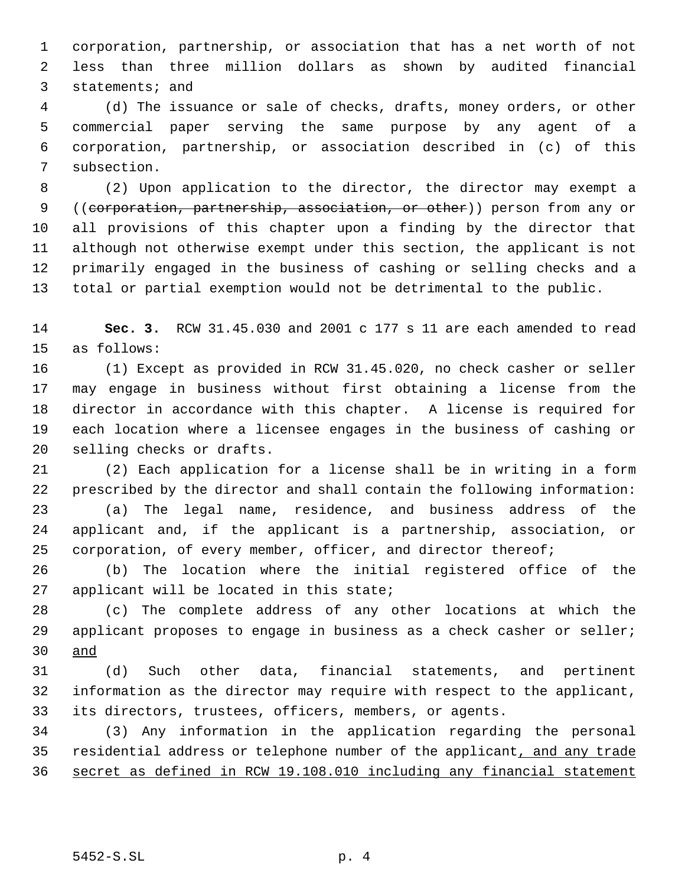corporation, partnership, or association that has a net worth of not less than three million dollars as shown by audited financial statements; and

(d) The issuance or sale of checks, drafts, money orders, or other commercial paper serving the same purpose by any agent of a corporation, partnership, or association described in (c) of this subsection.

(2) Upon application to the director, the director may exempt a ((~~corporation, partnership, association, or other~~)) person from any or all provisions of this chapter upon a finding by the director that although not otherwise exempt under this section, the applicant is not primarily engaged in the business of cashing or selling checks and a total or partial exemption would not be detrimental to the public.

**Sec. 3.** RCW 31.45.030 and 2001 c 177 s 11 are each amended to read as follows:

(1) Except as provided in RCW 31.45.020, no check casher or seller may engage in business without first obtaining a license from the director in accordance with this chapter. A license is required for each location where a licensee engages in the business of cashing or selling checks or drafts.

(2) Each application for a license shall be in writing in a form prescribed by the director and shall contain the following information:

(a) The legal name, residence, and business address of the applicant and, if the applicant is a partnership, association, or corporation, of every member, officer, and director thereof;

(b) The location where the initial registered office of the applicant will be located in this state;

(c) The complete address of any other locations at which the applicant proposes to engage in business as a check casher or seller; <u>and</u>

(d) Such other data, financial statements, and pertinent information as the director may require with respect to the applicant, its directors, trustees, officers, members, or agents.

(3) Any information in the application regarding the personal residential address or telephone number of the applicant<u>, and any trade secret as defined in RCW 19.108.010 including any financial statement</u>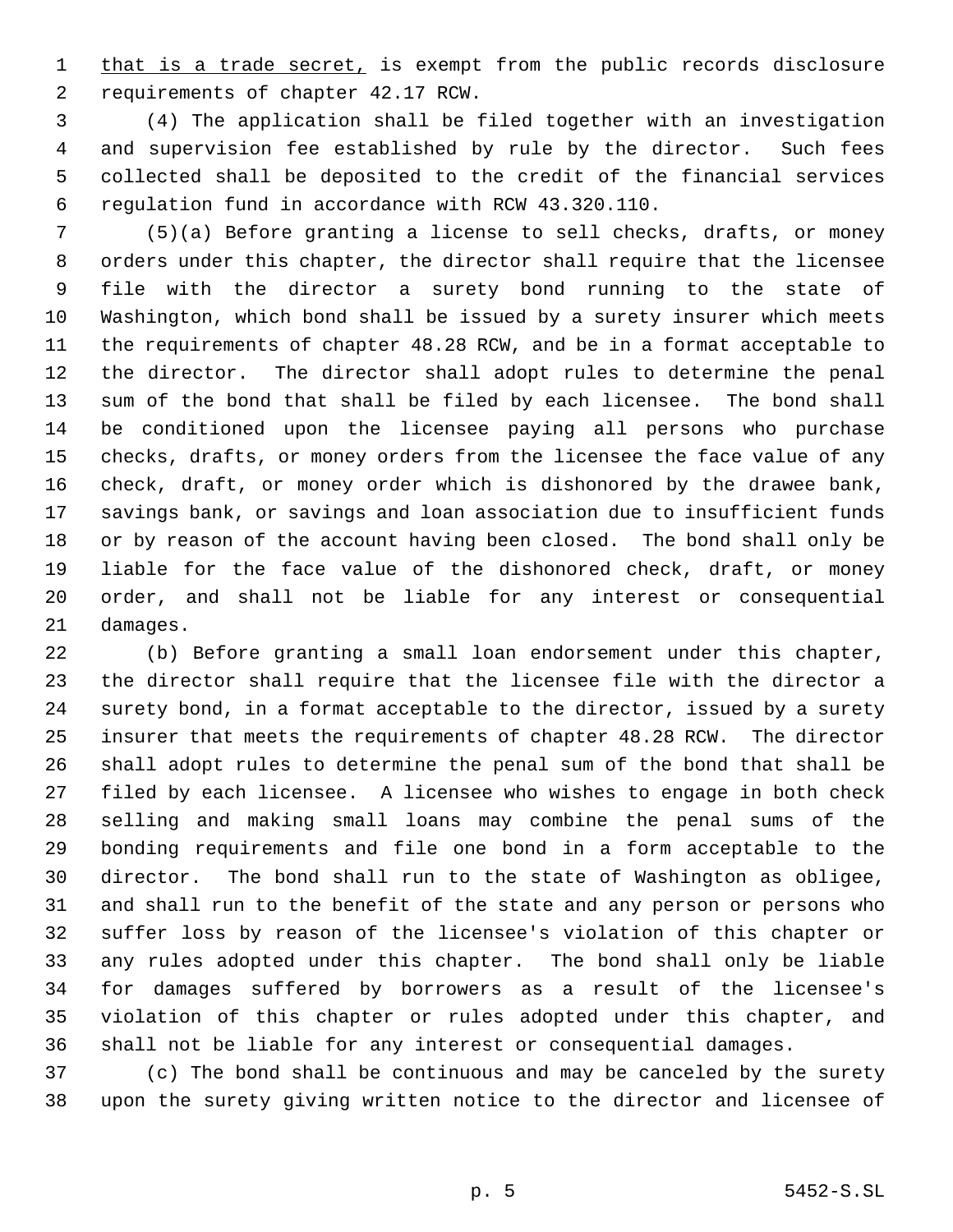that is a trade secret, is exempt from the public records disclosure requirements of chapter 42.17 RCW.

(4) The application shall be filed together with an investigation and supervision fee established by rule by the director. Such fees collected shall be deposited to the credit of the financial services regulation fund in accordance with RCW 43.320.110.

(5)(a) Before granting a license to sell checks, drafts, or money orders under this chapter, the director shall require that the licensee file with the director a surety bond running to the state of Washington, which bond shall be issued by a surety insurer which meets the requirements of chapter 48.28 RCW, and be in a format acceptable to the director. The director shall adopt rules to determine the penal sum of the bond that shall be filed by each licensee. The bond shall be conditioned upon the licensee paying all persons who purchase checks, drafts, or money orders from the licensee the face value of any check, draft, or money order which is dishonored by the drawee bank, savings bank, or savings and loan association due to insufficient funds or by reason of the account having been closed. The bond shall only be liable for the face value of the dishonored check, draft, or money order, and shall not be liable for any interest or consequential damages.

(b) Before granting a small loan endorsement under this chapter, the director shall require that the licensee file with the director a surety bond, in a format acceptable to the director, issued by a surety insurer that meets the requirements of chapter 48.28 RCW. The director shall adopt rules to determine the penal sum of the bond that shall be filed by each licensee. A licensee who wishes to engage in both check selling and making small loans may combine the penal sums of the bonding requirements and file one bond in a form acceptable to the director. The bond shall run to the state of Washington as obligee, and shall run to the benefit of the state and any person or persons who suffer loss by reason of the licensee's violation of this chapter or any rules adopted under this chapter. The bond shall only be liable for damages suffered by borrowers as a result of the licensee's violation of this chapter or rules adopted under this chapter, and shall not be liable for any interest or consequential damages.

(c) The bond shall be continuous and may be canceled by the surety upon the surety giving written notice to the director and licensee of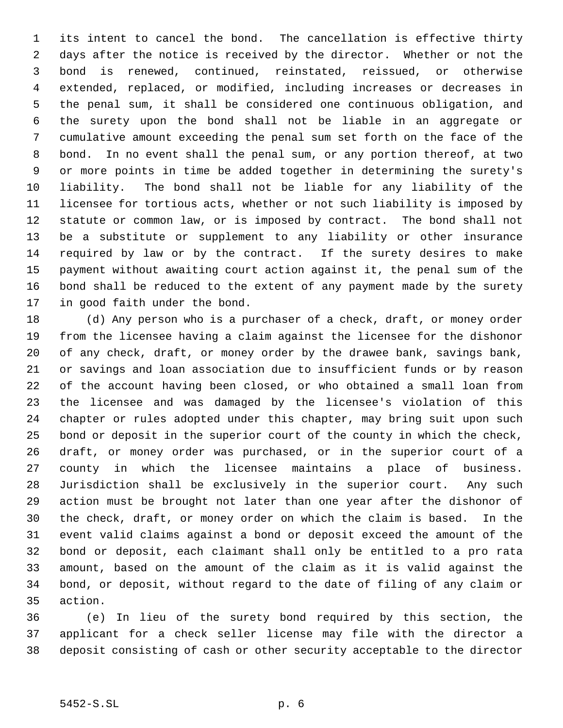its intent to cancel the bond. The cancellation is effective thirty days after the notice is received by the director. Whether or not the bond is renewed, continued, reinstated, reissued, or otherwise extended, replaced, or modified, including increases or decreases in the penal sum, it shall be considered one continuous obligation, and the surety upon the bond shall not be liable in an aggregate or cumulative amount exceeding the penal sum set forth on the face of the bond. In no event shall the penal sum, or any portion thereof, at two or more points in time be added together in determining the surety's liability. The bond shall not be liable for any liability of the licensee for tortious acts, whether or not such liability is imposed by statute or common law, or is imposed by contract. The bond shall not be a substitute or supplement to any liability or other insurance required by law or by the contract. If the surety desires to make payment without awaiting court action against it, the penal sum of the bond shall be reduced to the extent of any payment made by the surety in good faith under the bond.

(d) Any person who is a purchaser of a check, draft, or money order from the licensee having a claim against the licensee for the dishonor of any check, draft, or money order by the drawee bank, savings bank, or savings and loan association due to insufficient funds or by reason of the account having been closed, or who obtained a small loan from the licensee and was damaged by the licensee's violation of this chapter or rules adopted under this chapter, may bring suit upon such bond or deposit in the superior court of the county in which the check, draft, or money order was purchased, or in the superior court of a county in which the licensee maintains a place of business. Jurisdiction shall be exclusively in the superior court. Any such action must be brought not later than one year after the dishonor of the check, draft, or money order on which the claim is based. In the event valid claims against a bond or deposit exceed the amount of the bond or deposit, each claimant shall only be entitled to a pro rata amount, based on the amount of the claim as it is valid against the bond, or deposit, without regard to the date of filing of any claim or action.

(e) In lieu of the surety bond required by this section, the applicant for a check seller license may file with the director a deposit consisting of cash or other security acceptable to the director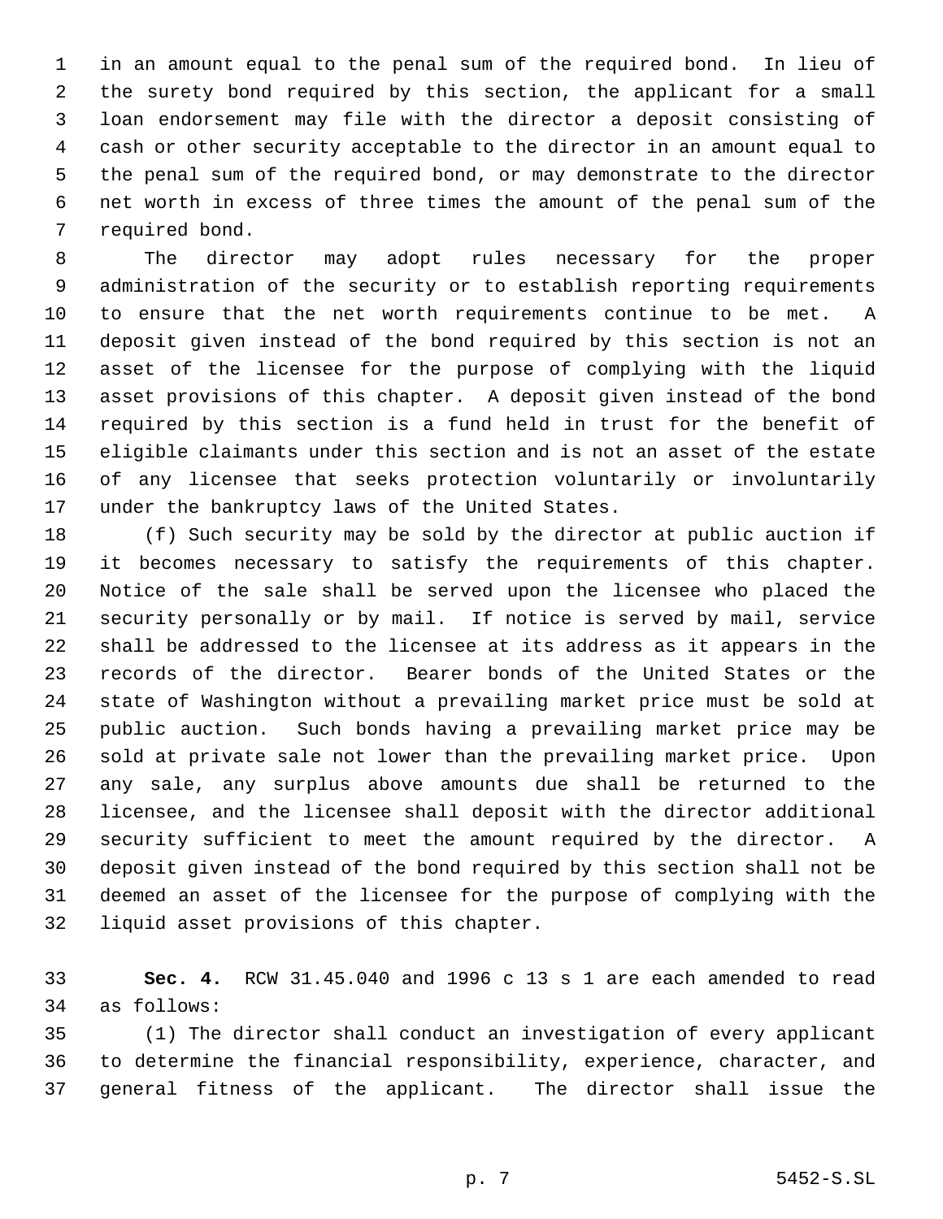in an amount equal to the penal sum of the required bond. In lieu of the surety bond required by this section, the applicant for a small loan endorsement may file with the director a deposit consisting of cash or other security acceptable to the director in an amount equal to the penal sum of the required bond, or may demonstrate to the director net worth in excess of three times the amount of the penal sum of the required bond.

The director may adopt rules necessary for the proper administration of the security or to establish reporting requirements to ensure that the net worth requirements continue to be met. A deposit given instead of the bond required by this section is not an asset of the licensee for the purpose of complying with the liquid asset provisions of this chapter. A deposit given instead of the bond required by this section is a fund held in trust for the benefit of eligible claimants under this section and is not an asset of the estate of any licensee that seeks protection voluntarily or involuntarily under the bankruptcy laws of the United States.

(f) Such security may be sold by the director at public auction if it becomes necessary to satisfy the requirements of this chapter. Notice of the sale shall be served upon the licensee who placed the security personally or by mail. If notice is served by mail, service shall be addressed to the licensee at its address as it appears in the records of the director. Bearer bonds of the United States or the state of Washington without a prevailing market price must be sold at public auction. Such bonds having a prevailing market price may be sold at private sale not lower than the prevailing market price. Upon any sale, any surplus above amounts due shall be returned to the licensee, and the licensee shall deposit with the director additional security sufficient to meet the amount required by the director. A deposit given instead of the bond required by this section shall not be deemed an asset of the licensee for the purpose of complying with the liquid asset provisions of this chapter.

**Sec. 4.** RCW 31.45.040 and 1996 c 13 s 1 are each amended to read as follows:

(1) The director shall conduct an investigation of every applicant to determine the financial responsibility, experience, character, and general fitness of the applicant. The director shall issue the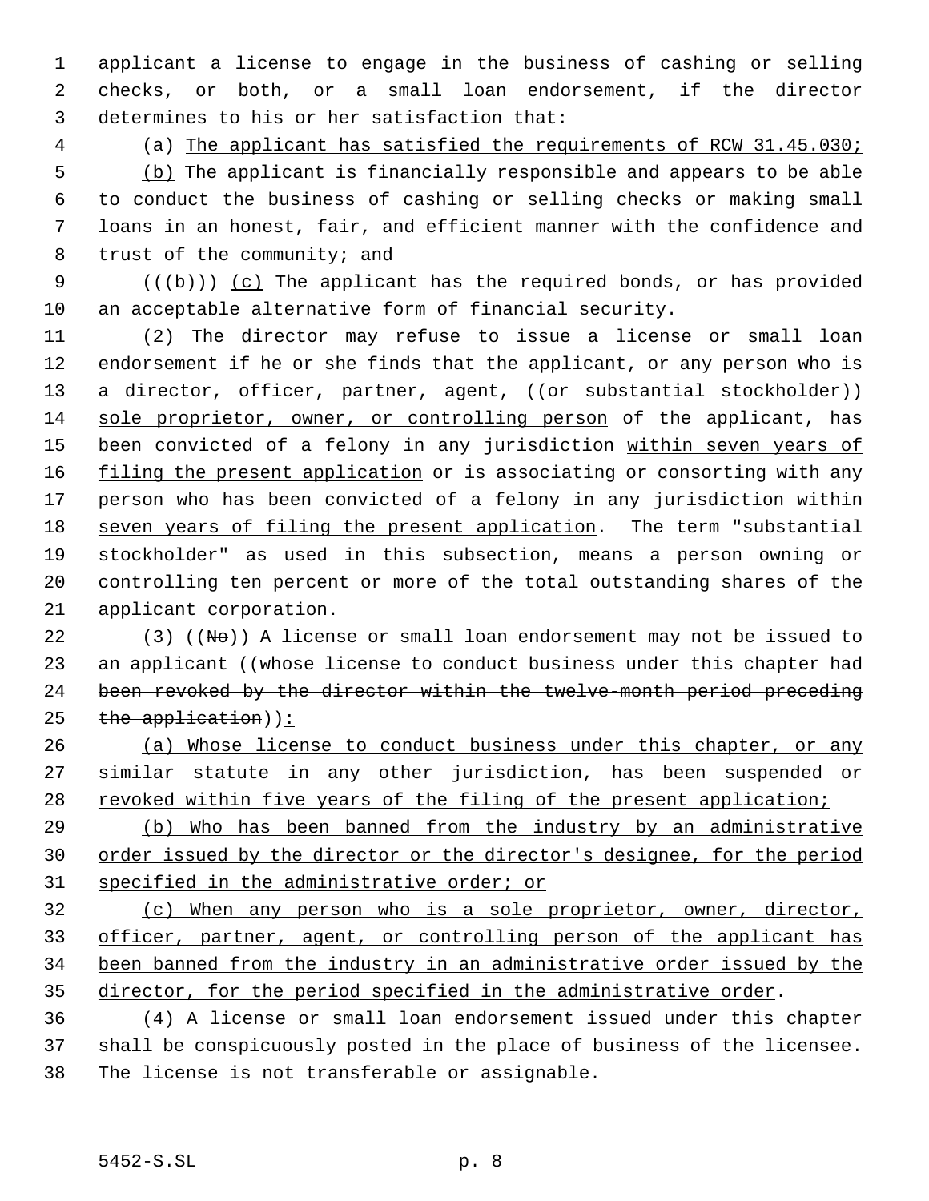applicant a license to engage in the business of cashing or selling checks, or both, or a small loan endorsement, if the director determines to his or her satisfaction that:

(a) The applicant has satisfied the requirements of RCW 31.45.030;

(b) The applicant is financially responsible and appears to be able to conduct the business of cashing or selling checks or making small loans in an honest, fair, and efficient manner with the confidence and trust of the community; and

(((b))) (c) The applicant has the required bonds, or has provided an acceptable alternative form of financial security.

(2) The director may refuse to issue a license or small loan endorsement if he or she finds that the applicant, or any person who is a director, officer, partner, agent, ((or substantial stockholder)) sole proprietor, owner, or controlling person of the applicant, has been convicted of a felony in any jurisdiction within seven years of filing the present application or is associating or consorting with any person who has been convicted of a felony in any jurisdiction within seven years of filing the present application. The term "substantial stockholder" as used in this subsection, means a person owning or controlling ten percent or more of the total outstanding shares of the applicant corporation.

(3) ((No)) A license or small loan endorsement may not be issued to an applicant ((whose license to conduct business under this chapter had been revoked by the director within the twelve-month period preceding the application)):

(a) Whose license to conduct business under this chapter, or any similar statute in any other jurisdiction, has been suspended or revoked within five years of the filing of the present application;

(b) Who has been banned from the industry by an administrative order issued by the director or the director's designee, for the period specified in the administrative order; or

(c) When any person who is a sole proprietor, owner, director, officer, partner, agent, or controlling person of the applicant has been banned from the industry in an administrative order issued by the director, for the period specified in the administrative order.

(4) A license or small loan endorsement issued under this chapter shall be conspicuously posted in the place of business of the licensee. The license is not transferable or assignable.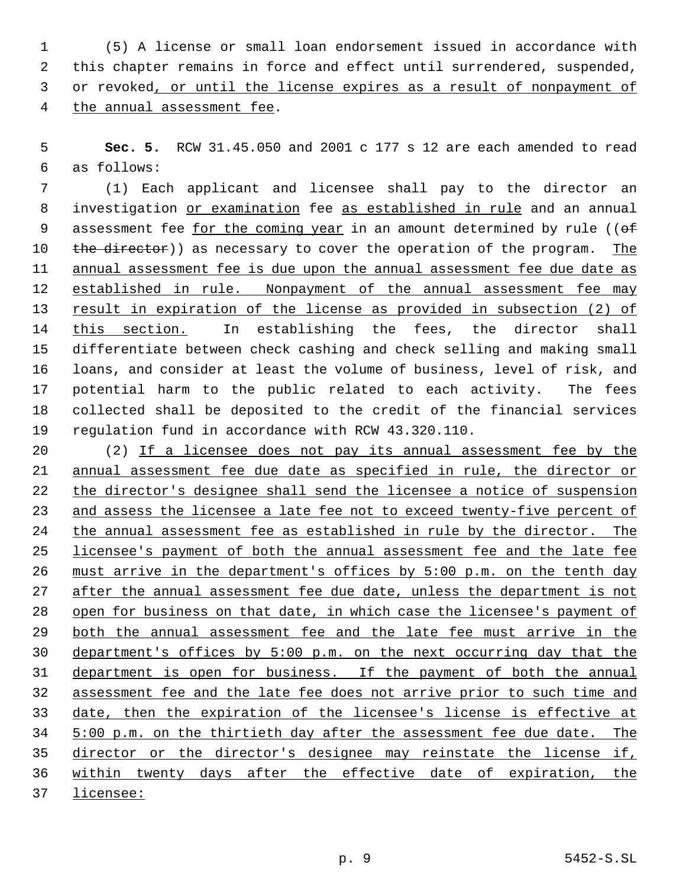(5) A license or small loan endorsement issued in accordance with this chapter remains in force and effect until surrendered, suspended, or revoked, or until the license expires as a result of nonpayment of the annual assessment fee.

**Sec. 5.** RCW 31.45.050 and 2001 c 177 s 12 are each amended to read as follows:

(1) Each applicant and licensee shall pay to the director an investigation or examination fee as established in rule and an annual assessment fee for the coming year in an amount determined by rule ((of the director)) as necessary to cover the operation of the program. The annual assessment fee is due upon the annual assessment fee due date as established in rule. Nonpayment of the annual assessment fee may result in expiration of the license as provided in subsection (2) of this section. In establishing the fees, the director shall differentiate between check cashing and check selling and making small loans, and consider at least the volume of business, level of risk, and potential harm to the public related to each activity. The fees collected shall be deposited to the credit of the financial services regulation fund in accordance with RCW 43.320.110.

(2) If a licensee does not pay its annual assessment fee by the annual assessment fee due date as specified in rule, the director or the director's designee shall send the licensee a notice of suspension and assess the licensee a late fee not to exceed twenty-five percent of the annual assessment fee as established in rule by the director. The licensee's payment of both the annual assessment fee and the late fee must arrive in the department's offices by 5:00 p.m. on the tenth day after the annual assessment fee due date, unless the department is not open for business on that date, in which case the licensee's payment of both the annual assessment fee and the late fee must arrive in the department's offices by 5:00 p.m. on the next occurring day that the department is open for business. If the payment of both the annual assessment fee and the late fee does not arrive prior to such time and date, then the expiration of the licensee's license is effective at 5:00 p.m. on the thirtieth day after the assessment fee due date. The director or the director's designee may reinstate the license if, within twenty days after the effective date of expiration, the licensee: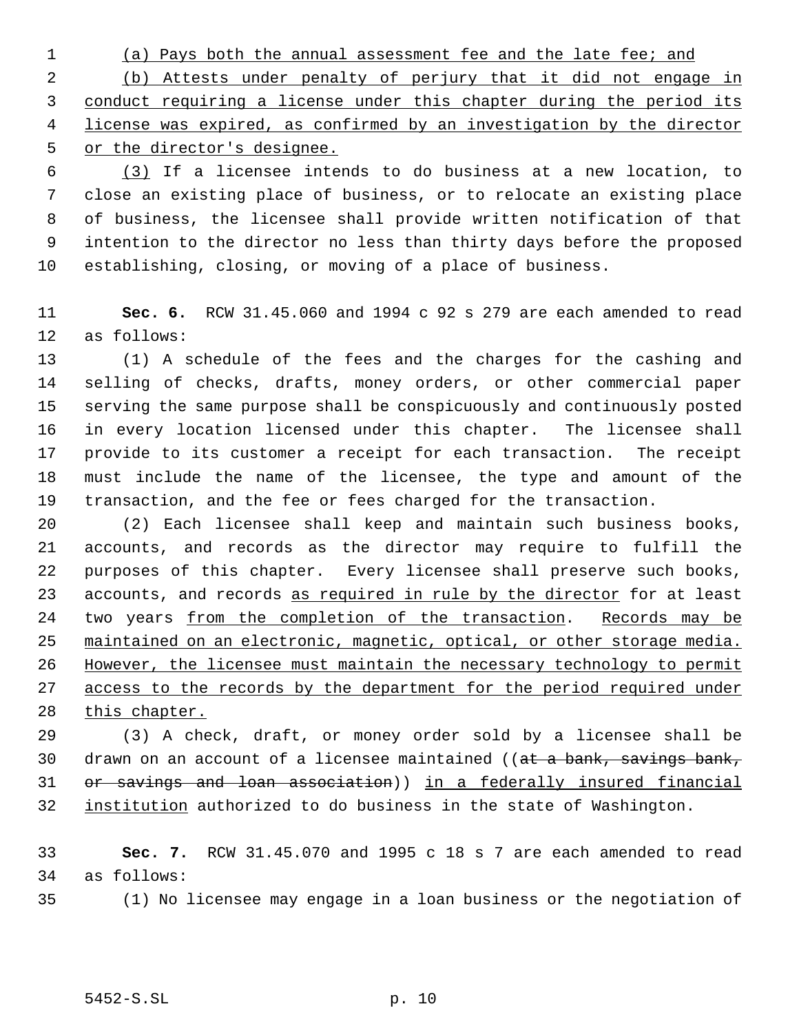(a) Pays both the annual assessment fee and the late fee; and

(b) Attests under penalty of perjury that it did not engage in conduct requiring a license under this chapter during the period its license was expired, as confirmed by an investigation by the director or the director's designee.

(3) If a licensee intends to do business at a new location, to close an existing place of business, or to relocate an existing place of business, the licensee shall provide written notification of that intention to the director no less than thirty days before the proposed establishing, closing, or moving of a place of business.

**Sec. 6.** RCW 31.45.060 and 1994 c 92 s 279 are each amended to read as follows:

(1) A schedule of the fees and the charges for the cashing and selling of checks, drafts, money orders, or other commercial paper serving the same purpose shall be conspicuously and continuously posted in every location licensed under this chapter. The licensee shall provide to its customer a receipt for each transaction. The receipt must include the name of the licensee, the type and amount of the transaction, and the fee or fees charged for the transaction.

(2) Each licensee shall keep and maintain such business books, accounts, and records as the director may require to fulfill the purposes of this chapter. Every licensee shall preserve such books, accounts, and records as required in rule by the director for at least two years from the completion of the transaction. Records may be maintained on an electronic, magnetic, optical, or other storage media. However, the licensee must maintain the necessary technology to permit access to the records by the department for the period required under this chapter.

(3) A check, draft, or money order sold by a licensee shall be drawn on an account of a licensee maintained ((at a bank, savings bank, or savings and loan association)) in a federally insured financial institution authorized to do business in the state of Washington.

**Sec. 7.** RCW 31.45.070 and 1995 c 18 s 7 are each amended to read as follows:

(1) No licensee may engage in a loan business or the negotiation of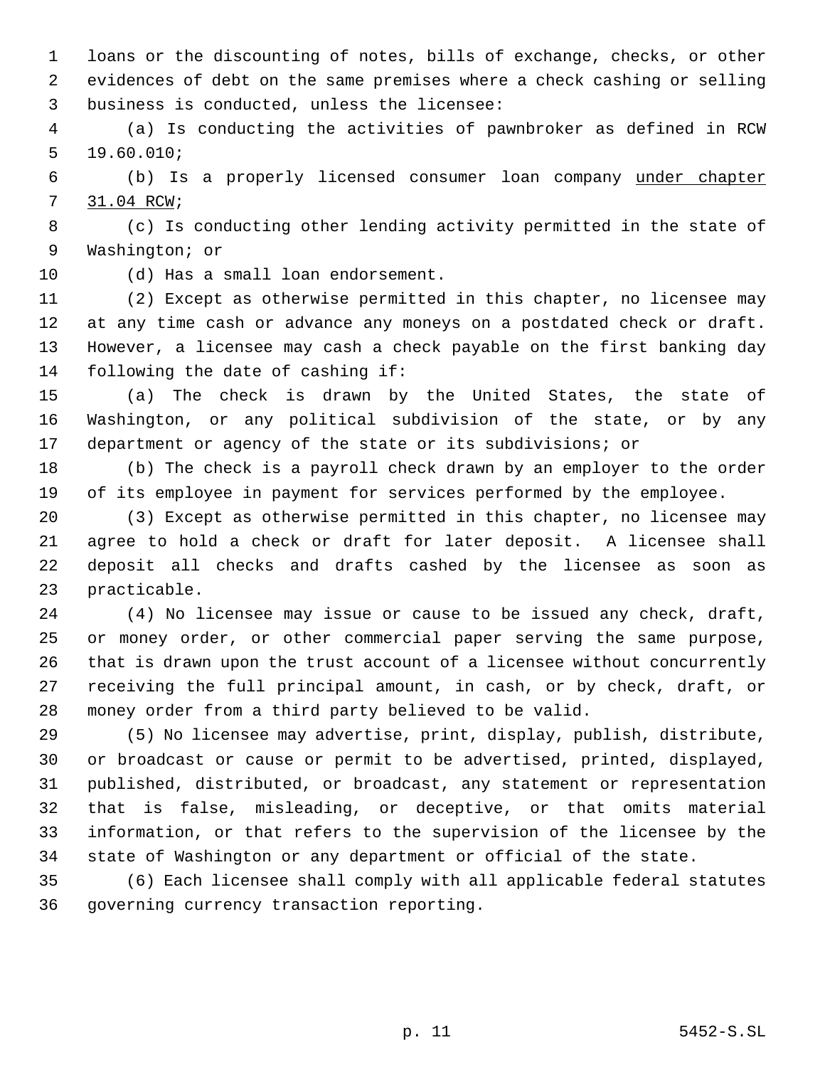loans or the discounting of notes, bills of exchange, checks, or other evidences of debt on the same premises where a check cashing or selling business is conducted, unless the licensee:

(a) Is conducting the activities of pawnbroker as defined in RCW 19.60.010;

(b) Is a properly licensed consumer loan company <u>under chapter 31.04 RCW</u>;

(c) Is conducting other lending activity permitted in the state of Washington; or

(d) Has a small loan endorsement.

(2) Except as otherwise permitted in this chapter, no licensee may at any time cash or advance any moneys on a postdated check or draft. However, a licensee may cash a check payable on the first banking day following the date of cashing if:

(a) The check is drawn by the United States, the state of Washington, or any political subdivision of the state, or by any department or agency of the state or its subdivisions; or

(b) The check is a payroll check drawn by an employer to the order of its employee in payment for services performed by the employee.

(3) Except as otherwise permitted in this chapter, no licensee may agree to hold a check or draft for later deposit. A licensee shall deposit all checks and drafts cashed by the licensee as soon as practicable.

(4) No licensee may issue or cause to be issued any check, draft, or money order, or other commercial paper serving the same purpose, that is drawn upon the trust account of a licensee without concurrently receiving the full principal amount, in cash, or by check, draft, or money order from a third party believed to be valid.

(5) No licensee may advertise, print, display, publish, distribute, or broadcast or cause or permit to be advertised, printed, displayed, published, distributed, or broadcast, any statement or representation that is false, misleading, or deceptive, or that omits material information, or that refers to the supervision of the licensee by the state of Washington or any department or official of the state.

(6) Each licensee shall comply with all applicable federal statutes governing currency transaction reporting.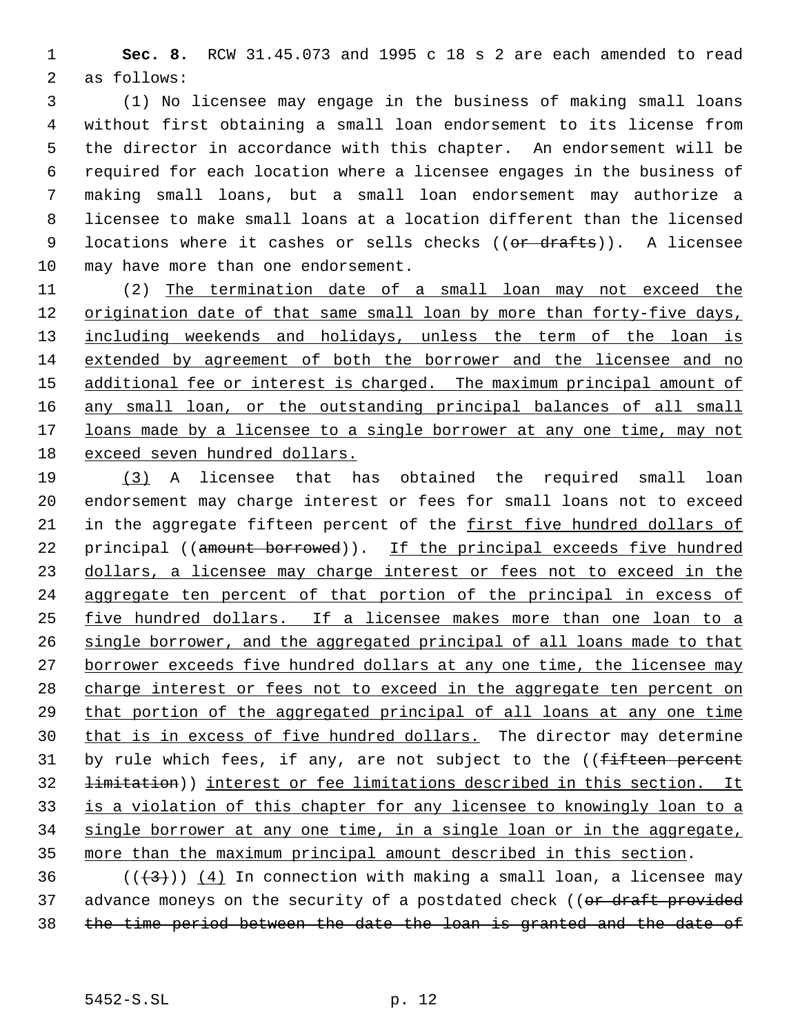**Sec. 8.** RCW 31.45.073 and 1995 c 18 s 2 are each amended to read as follows:

(1) No licensee may engage in the business of making small loans without first obtaining a small loan endorsement to its license from the director in accordance with this chapter. An endorsement will be required for each location where a licensee engages in the business of making small loans, but a small loan endorsement may authorize a licensee to make small loans at a location different than the licensed locations where it cashes or sells checks ((~~or drafts~~)). A licensee may have more than one endorsement.

(2) <u>The termination date of a small loan may not exceed the origination date of that same small loan by more than forty-five days, including weekends and holidays, unless the term of the loan is extended by agreement of both the borrower and the licensee and no additional fee or interest is charged. The maximum principal amount of any small loan, or the outstanding principal balances of all small loans made by a licensee to a single borrower at any one time, may not exceed seven hundred dollars.</u>

<u>(3)</u> A licensee that has obtained the required small loan endorsement may charge interest or fees for small loans not to exceed in the aggregate fifteen percent of the <u>first five hundred dollars of</u> principal ((~~amount borrowed~~)). <u>If the principal exceeds five hundred dollars, a licensee may charge interest or fees not to exceed in the aggregate ten percent of that portion of the principal in excess of five hundred dollars. If a licensee makes more than one loan to a single borrower, and the aggregated principal of all loans made to that borrower exceeds five hundred dollars at any one time, the licensee may charge interest or fees not to exceed in the aggregate ten percent on that portion of the aggregated principal of all loans at any one time that is in excess of five hundred dollars.</u> The director may determine by rule which fees, if any, are not subject to the ((~~fifteen percent limitation~~)) <u>interest or fee limitations described in this section. It is a violation of this chapter for any licensee to knowingly loan to a single borrower at any one time, in a single loan or in the aggregate, more than the maximum principal amount described in this section</u>.

((~~(3)~~)) <u>(4)</u> In connection with making a small loan, a licensee may advance moneys on the security of a postdated check ((~~or draft provided the time period between the date the loan is granted and the date of~~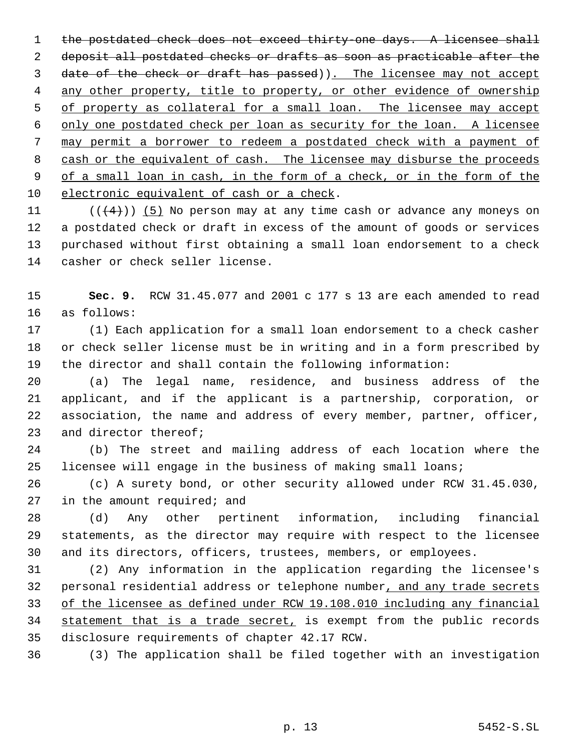~~the postdated check does not exceed thirty-one days. A licensee shall deposit all postdated checks or drafts as soon as practicable after the date of the check or draft has passed~~)). The licensee may not accept any other property, title to property, or other evidence of ownership of property as collateral for a small loan. The licensee may accept only one postdated check per loan as security for the loan. A licensee may permit a borrower to redeem a postdated check with a payment of cash or the equivalent of cash. The licensee may disburse the proceeds of a small loan in cash, in the form of a check, or in the form of the electronic equivalent of cash or a check.

((~~(4)~~)) (5) No person may at any time cash or advance any moneys on a postdated check or draft in excess of the amount of goods or services purchased without first obtaining a small loan endorsement to a check casher or check seller license.

**Sec. 9.** RCW 31.45.077 and 2001 c 177 s 13 are each amended to read as follows:

(1) Each application for a small loan endorsement to a check casher or check seller license must be in writing and in a form prescribed by the director and shall contain the following information:

(a) The legal name, residence, and business address of the applicant, and if the applicant is a partnership, corporation, or association, the name and address of every member, partner, officer, and director thereof;

(b) The street and mailing address of each location where the licensee will engage in the business of making small loans;

(c) A surety bond, or other security allowed under RCW 31.45.030, in the amount required; and

(d) Any other pertinent information, including financial statements, as the director may require with respect to the licensee and its directors, officers, trustees, members, or employees.

(2) Any information in the application regarding the licensee's personal residential address or telephone number, and any trade secrets of the licensee as defined under RCW 19.108.010 including any financial statement that is a trade secret, is exempt from the public records disclosure requirements of chapter 42.17 RCW.

(3) The application shall be filed together with an investigation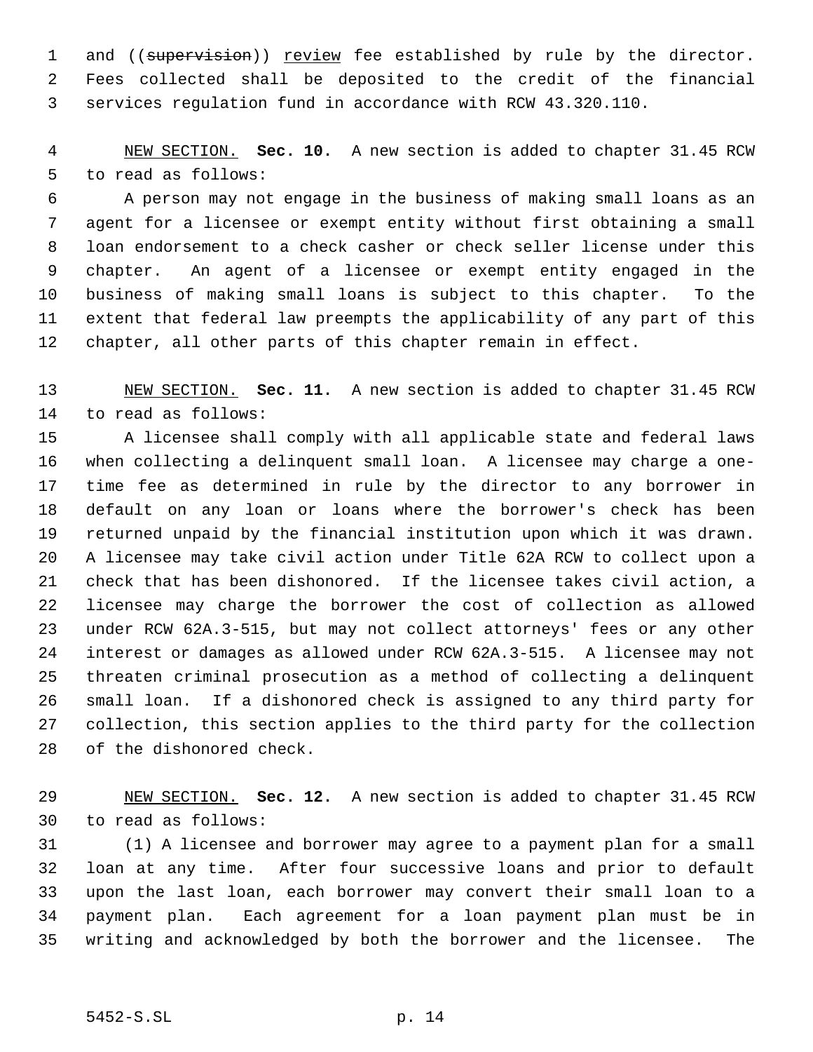and ((~~supervision~~)) <u>review</u> fee established by rule by the director. Fees collected shall be deposited to the credit of the financial services regulation fund in accordance with RCW 43.320.110.

<u>NEW SECTION.</u> **Sec. 10.** A new section is added to chapter 31.45 RCW to read as follows:

A person may not engage in the business of making small loans as an agent for a licensee or exempt entity without first obtaining a small loan endorsement to a check casher or check seller license under this chapter. An agent of a licensee or exempt entity engaged in the business of making small loans is subject to this chapter. To the extent that federal law preempts the applicability of any part of this chapter, all other parts of this chapter remain in effect.

<u>NEW SECTION.</u> **Sec. 11.** A new section is added to chapter 31.45 RCW to read as follows:

A licensee shall comply with all applicable state and federal laws when collecting a delinquent small loan. A licensee may charge a one-time fee as determined in rule by the director to any borrower in default on any loan or loans where the borrower's check has been returned unpaid by the financial institution upon which it was drawn. A licensee may take civil action under Title 62A RCW to collect upon a check that has been dishonored. If the licensee takes civil action, a licensee may charge the borrower the cost of collection as allowed under RCW 62A.3-515, but may not collect attorneys' fees or any other interest or damages as allowed under RCW 62A.3-515. A licensee may not threaten criminal prosecution as a method of collecting a delinquent small loan. If a dishonored check is assigned to any third party for collection, this section applies to the third party for the collection of the dishonored check.

<u>NEW SECTION.</u> **Sec. 12.** A new section is added to chapter 31.45 RCW to read as follows:

(1) A licensee and borrower may agree to a payment plan for a small loan at any time. After four successive loans and prior to default upon the last loan, each borrower may convert their small loan to a payment plan. Each agreement for a loan payment plan must be in writing and acknowledged by both the borrower and the licensee. The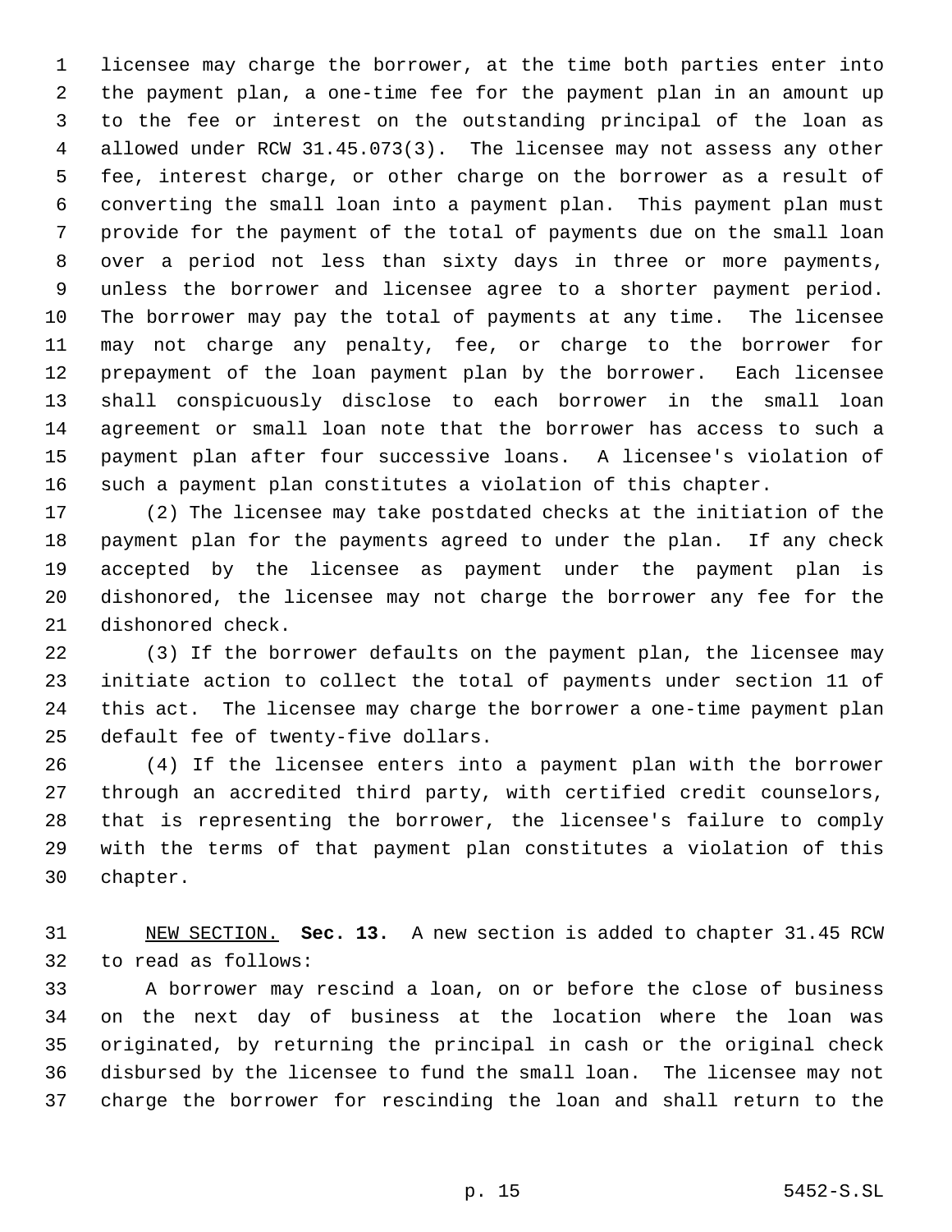licensee may charge the borrower, at the time both parties enter into the payment plan, a one-time fee for the payment plan in an amount up to the fee or interest on the outstanding principal of the loan as allowed under RCW 31.45.073(3). The licensee may not assess any other fee, interest charge, or other charge on the borrower as a result of converting the small loan into a payment plan. This payment plan must provide for the payment of the total of payments due on the small loan over a period not less than sixty days in three or more payments, unless the borrower and licensee agree to a shorter payment period. The borrower may pay the total of payments at any time. The licensee may not charge any penalty, fee, or charge to the borrower for prepayment of the loan payment plan by the borrower. Each licensee shall conspicuously disclose to each borrower in the small loan agreement or small loan note that the borrower has access to such a payment plan after four successive loans. A licensee's violation of such a payment plan constitutes a violation of this chapter.

(2) The licensee may take postdated checks at the initiation of the payment plan for the payments agreed to under the plan. If any check accepted by the licensee as payment under the payment plan is dishonored, the licensee may not charge the borrower any fee for the dishonored check.

(3) If the borrower defaults on the payment plan, the licensee may initiate action to collect the total of payments under section 11 of this act. The licensee may charge the borrower a one-time payment plan default fee of twenty-five dollars.

(4) If the licensee enters into a payment plan with the borrower through an accredited third party, with certified credit counselors, that is representing the borrower, the licensee's failure to comply with the terms of that payment plan constitutes a violation of this chapter.

NEW SECTION. **Sec. 13.** A new section is added to chapter 31.45 RCW to read as follows:

A borrower may rescind a loan, on or before the close of business on the next day of business at the location where the loan was originated, by returning the principal in cash or the original check disbursed by the licensee to fund the small loan. The licensee may not charge the borrower for rescinding the loan and shall return to the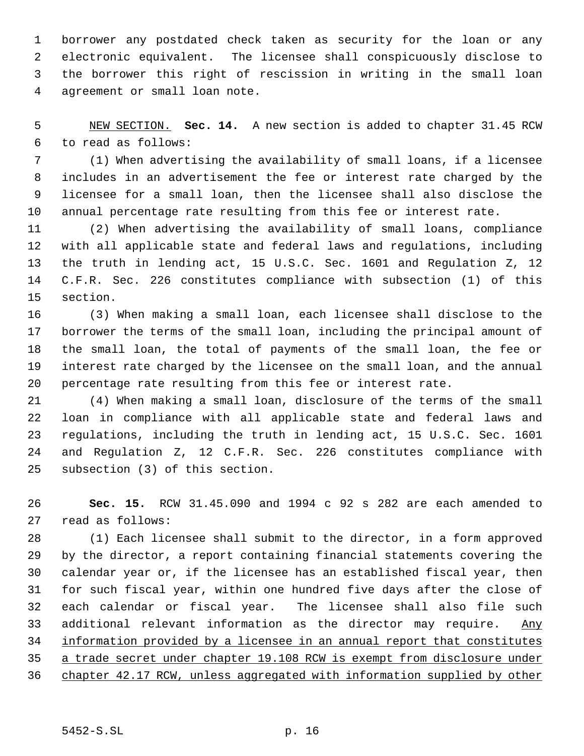borrower any postdated check taken as security for the loan or any electronic equivalent. The licensee shall conspicuously disclose to the borrower this right of rescission in writing in the small loan agreement or small loan note.

NEW SECTION. **Sec. 14.** A new section is added to chapter 31.45 RCW to read as follows:

(1) When advertising the availability of small loans, if a licensee includes in an advertisement the fee or interest rate charged by the licensee for a small loan, then the licensee shall also disclose the annual percentage rate resulting from this fee or interest rate.

(2) When advertising the availability of small loans, compliance with all applicable state and federal laws and regulations, including the truth in lending act, 15 U.S.C. Sec. 1601 and Regulation Z, 12 C.F.R. Sec. 226 constitutes compliance with subsection (1) of this section.

(3) When making a small loan, each licensee shall disclose to the borrower the terms of the small loan, including the principal amount of the small loan, the total of payments of the small loan, the fee or interest rate charged by the licensee on the small loan, and the annual percentage rate resulting from this fee or interest rate.

(4) When making a small loan, disclosure of the terms of the small loan in compliance with all applicable state and federal laws and regulations, including the truth in lending act, 15 U.S.C. Sec. 1601 and Regulation Z, 12 C.F.R. Sec. 226 constitutes compliance with subsection (3) of this section.

**Sec. 15.** RCW 31.45.090 and 1994 c 92 s 282 are each amended to read as follows:

(1) Each licensee shall submit to the director, in a form approved by the director, a report containing financial statements covering the calendar year or, if the licensee has an established fiscal year, then for such fiscal year, within one hundred five days after the close of each calendar or fiscal year. The licensee shall also file such additional relevant information as the director may require. <u>Any information provided by a licensee in an annual report that constitutes a trade secret under chapter 19.108 RCW is exempt from disclosure under chapter 42.17 RCW, unless aggregated with information supplied by other</u>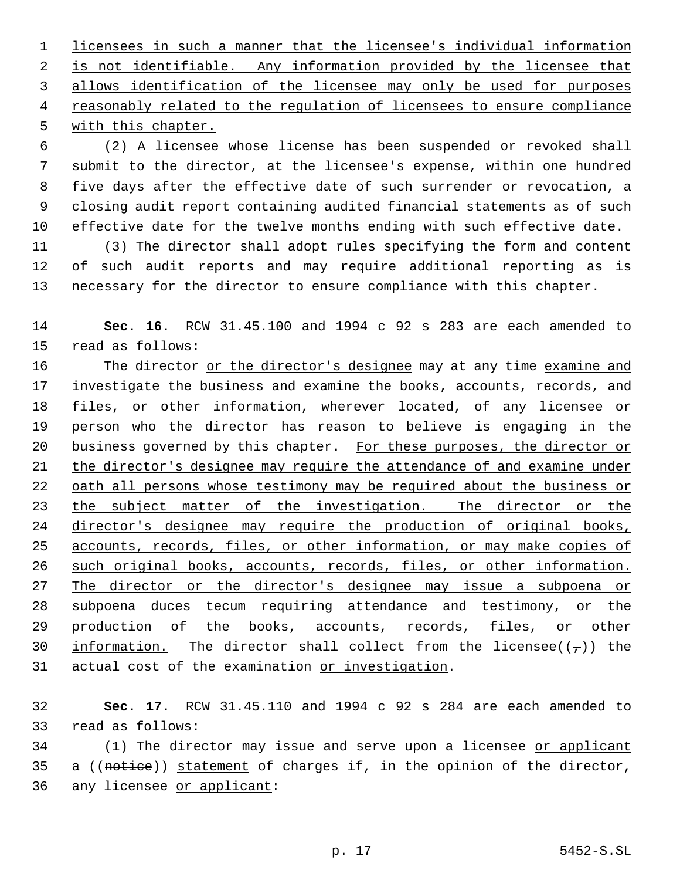licensees in such a manner that the licensee's individual information is not identifiable. Any information provided by the licensee that allows identification of the licensee may only be used for purposes reasonably related to the regulation of licensees to ensure compliance with this chapter.

(2) A licensee whose license has been suspended or revoked shall submit to the director, at the licensee's expense, within one hundred five days after the effective date of such surrender or revocation, a closing audit report containing audited financial statements as of such effective date for the twelve months ending with such effective date.

(3) The director shall adopt rules specifying the form and content of such audit reports and may require additional reporting as is necessary for the director to ensure compliance with this chapter.

**Sec. 16.** RCW 31.45.100 and 1994 c 92 s 283 are each amended to read as follows:

The director or the director's designee may at any time examine and investigate the business and examine the books, accounts, records, and files, or other information, wherever located, of any licensee or person who the director has reason to believe is engaging in the business governed by this chapter. For these purposes, the director or the director's designee may require the attendance of and examine under oath all persons whose testimony may be required about the business or the subject matter of the investigation. The director or the director's designee may require the production of original books, accounts, records, files, or other information, or may make copies of such original books, accounts, records, files, or other information. The director or the director's designee may issue a subpoena or subpoena duces tecum requiring attendance and testimony, or the production of the books, accounts, records, files, or other information. The director shall collect from the licensee((,)) the actual cost of the examination or investigation.

**Sec. 17.** RCW 31.45.110 and 1994 c 92 s 284 are each amended to read as follows:

(1) The director may issue and serve upon a licensee or applicant a ((~~notice~~)) statement of charges if, in the opinion of the director, any licensee or applicant: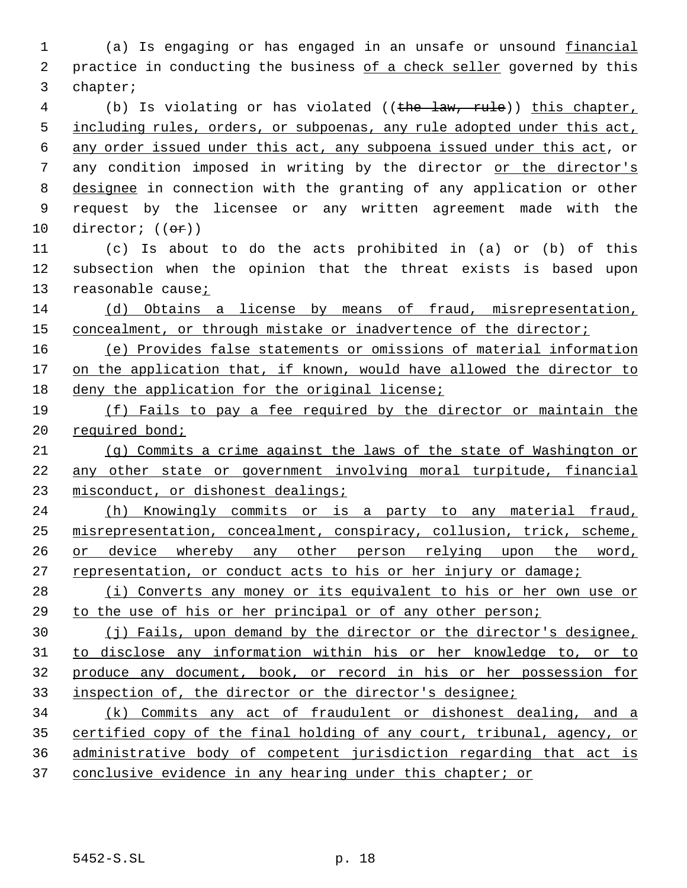(a) Is engaging or has engaged in an unsafe or unsound financial practice in conducting the business of a check seller governed by this chapter;

(b) Is violating or has violated ((~~the law, rule~~)) this chapter, including rules, orders, or subpoenas, any rule adopted under this act, any order issued under this act, any subpoena issued under this act, or any condition imposed in writing by the director or the director's designee in connection with the granting of any application or other request by the licensee or any written agreement made with the director; ((~~or~~))

(c) Is about to do the acts prohibited in (a) or (b) of this subsection when the opinion that the threat exists is based upon reasonable cause;

(d) Obtains a license by means of fraud, misrepresentation, concealment, or through mistake or inadvertence of the director;

(e) Provides false statements or omissions of material information on the application that, if known, would have allowed the director to deny the application for the original license;

(f) Fails to pay a fee required by the director or maintain the required bond;

(g) Commits a crime against the laws of the state of Washington or any other state or government involving moral turpitude, financial misconduct, or dishonest dealings;

(h) Knowingly commits or is a party to any material fraud, misrepresentation, concealment, conspiracy, collusion, trick, scheme, or device whereby any other person relying upon the word, representation, or conduct acts to his or her injury or damage;

(i) Converts any money or its equivalent to his or her own use or to the use of his or her principal or of any other person;

(j) Fails, upon demand by the director or the director's designee, to disclose any information within his or her knowledge to, or to produce any document, book, or record in his or her possession for inspection of, the director or the director's designee;

(k) Commits any act of fraudulent or dishonest dealing, and a certified copy of the final holding of any court, tribunal, agency, or administrative body of competent jurisdiction regarding that act is conclusive evidence in any hearing under this chapter; or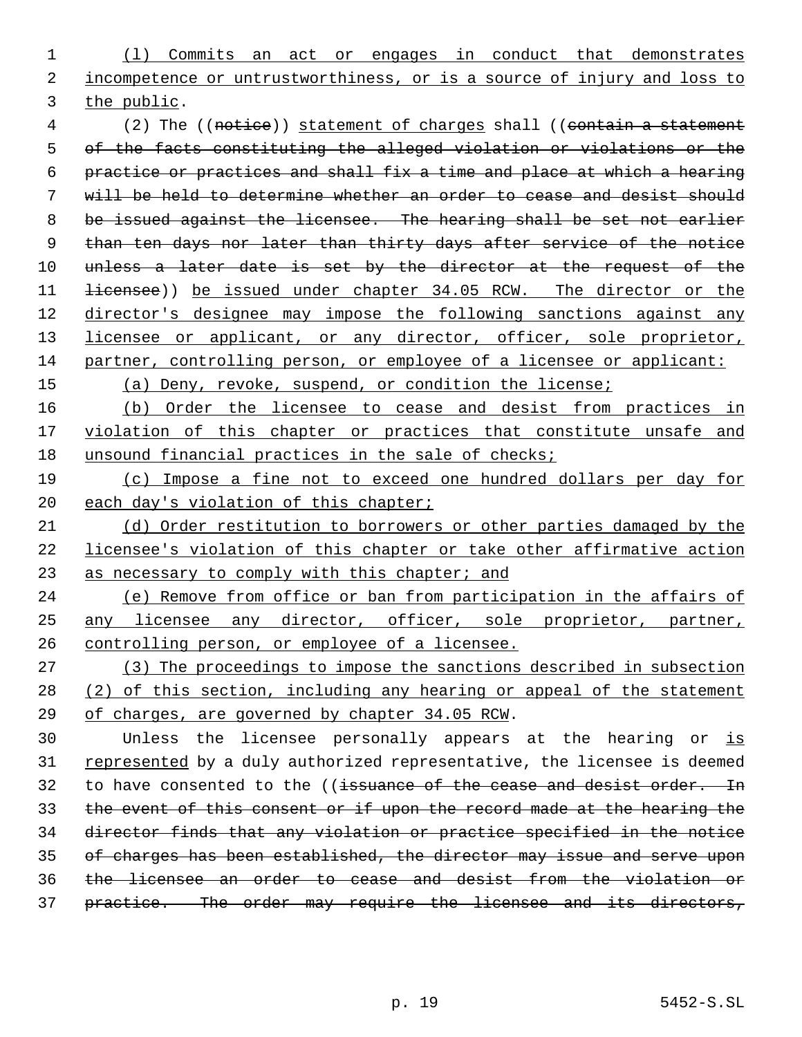(l) Commits an act or engages in conduct that demonstrates incompetence or untrustworthiness, or is a source of injury and loss to the public.

(2) The ((~~notice~~)) statement of charges shall ((~~contain a statement of the facts constituting the alleged violation or violations or the practice or practices and shall fix a time and place at which a hearing will be held to determine whether an order to cease and desist should be issued against the licensee. The hearing shall be set not earlier than ten days nor later than thirty days after service of the notice unless a later date is set by the director at the request of the licensee~~)) be issued under chapter 34.05 RCW. The director or the director's designee may impose the following sanctions against any licensee or applicant, or any director, officer, sole proprietor, partner, controlling person, or employee of a licensee or applicant:

(a) Deny, revoke, suspend, or condition the license;

(b) Order the licensee to cease and desist from practices in violation of this chapter or practices that constitute unsafe and unsound financial practices in the sale of checks;

(c) Impose a fine not to exceed one hundred dollars per day for each day's violation of this chapter;

(d) Order restitution to borrowers or other parties damaged by the licensee's violation of this chapter or take other affirmative action as necessary to comply with this chapter; and

(e) Remove from office or ban from participation in the affairs of any licensee any director, officer, sole proprietor, partner, controlling person, or employee of a licensee.

(3) The proceedings to impose the sanctions described in subsection (2) of this section, including any hearing or appeal of the statement of charges, are governed by chapter 34.05 RCW.

Unless the licensee personally appears at the hearing or is represented by a duly authorized representative, the licensee is deemed to have consented to the ((~~issuance of the cease and desist order. In the event of this consent or if upon the record made at the hearing the director finds that any violation or practice specified in the notice of charges has been established, the director may issue and serve upon the licensee an order to cease and desist from the violation or practice. The order may require the licensee and its directors,~~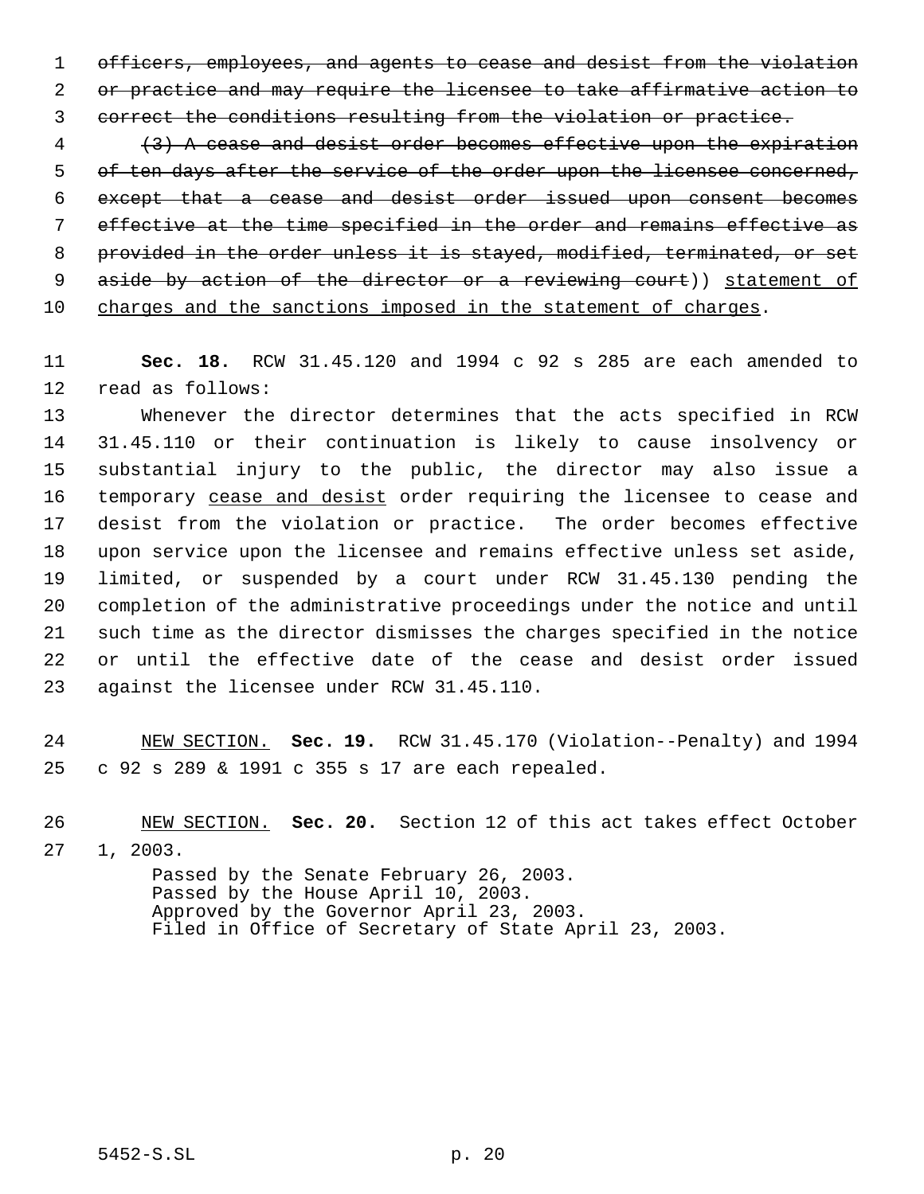~~officers, employees, and agents to cease and desist from the violation or practice and may require the licensee to take affirmative action to correct the conditions resulting from the violation or practice.~~

~~(3) A cease and desist order becomes effective upon the expiration of ten days after the service of the order upon the licensee concerned, except that a cease and desist order issued upon consent becomes effective at the time specified in the order and remains effective as provided in the order unless it is stayed, modified, terminated, or set aside by action of the director or a reviewing court~~)) <u>statement of charges and the sanctions imposed in the statement of charges</u>.

**Sec. 18.** RCW 31.45.120 and 1994 c 92 s 285 are each amended to read as follows:

Whenever the director determines that the acts specified in RCW 31.45.110 or their continuation is likely to cause insolvency or substantial injury to the public, the director may also issue a temporary <u>cease and desist</u> order requiring the licensee to cease and desist from the violation or practice. The order becomes effective upon service upon the licensee and remains effective unless set aside, limited, or suspended by a court under RCW 31.45.130 pending the completion of the administrative proceedings under the notice and until such time as the director dismisses the charges specified in the notice or until the effective date of the cease and desist order issued against the licensee under RCW 31.45.110.

<u>NEW SECTION.</u> **Sec. 19.** RCW 31.45.170 (Violation--Penalty) and 1994 c 92 s 289 & 1991 c 355 s 17 are each repealed.

<u>NEW SECTION.</u> **Sec. 20.** Section 12 of this act takes effect October 1, 2003.

Passed by the Senate February 26, 2003.
Passed by the House April 10, 2003.
Approved by the Governor April 23, 2003.
Filed in Office of Secretary of State April 23, 2003.